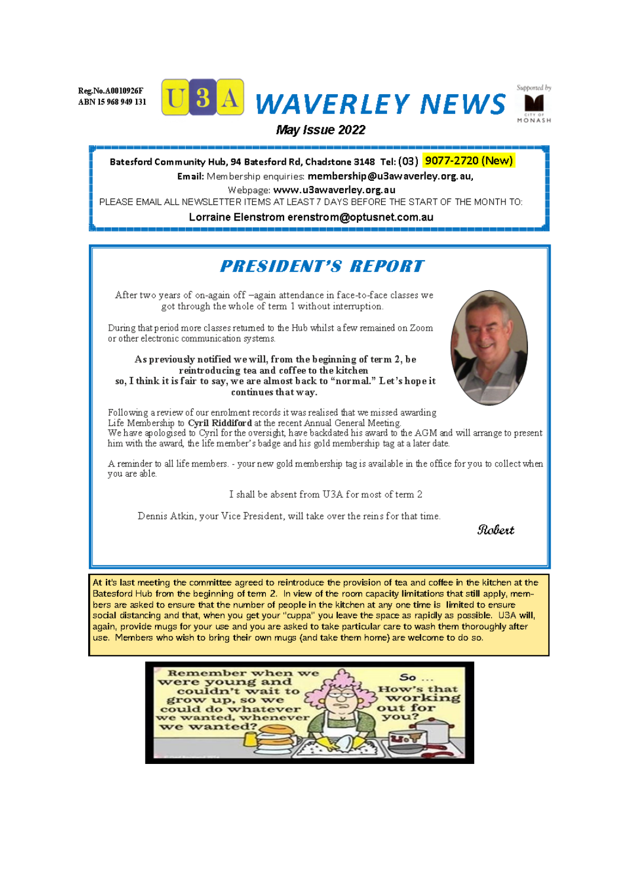Reg.No.A0010926F
ABN 15 968 949 131

# U3A WAVERLEY NEWS

Supported by CITY OF MONASH

**May Issue 2022**

**Batesford Community Hub, 94 Batesford Rd, Chadstone 3148 Tel: (03) 9077-2720 (New)**

**Email:** Membership enquiries: **membership@u3awaverley.org.au,**

Webpage: **www.u3awaverley.org.au**

PLEASE EMAIL ALL NEWSLETTER ITEMS AT LEAST 7 DAYS BEFORE THE START OF THE MONTH TO:

**Lorraine Elenstrom erenstrom@optusnet.com.au**

## PRESIDENT'S REPORT

After two years of on-again off –again attendance in face-to-face classes we got through the whole of term 1 without interruption.

During that period more classes returned to the Hub whilst a few remained on Zoom or other electronic communication systems.

**As previously notified we will, from the beginning of term 2, be reintroducing tea and coffee to the kitchen so, I think it is fair to say, we are almost back to "normal." Let's hope it continues that way.**

Following a review of our enrolment records it was realised that we missed awarding Life Membership to **Cyril Riddiford** at the recent Annual General Meeting.
We have apologised to Cyril for the oversight, have backdated his award to the AGM and will arrange to present him with the award, the life member's badge and his gold membership tag at a later date.

A reminder to all life members. - your new gold membership tag is available in the office for you to collect when you are able.

I shall be absent from U3A for most of term 2

Dennis Atkin, your Vice President, will take over the reins for that time.

*Robert*

At it's last meeting the committee agreed to reintroduce the provision of tea and coffee in the kitchen at the Batesford Hub from the beginning of term 2. In view of the room capacity limitations that still apply, members are asked to ensure that the number of people in the kitchen at any one time is limited to ensure social distancing and that, when you get your "cuppa" you leave the space as rapidly as possible. U3A will, again, provide mugs for your use and you are asked to take particular care to wash them thoroughly after use. Members who wish to bring their own mugs (and take them home) are welcome to do so.

Remember when we were young and couldn't wait to grow up, so we could do whatever we wanted, whenever we wanted?

So ... How's that working out for you?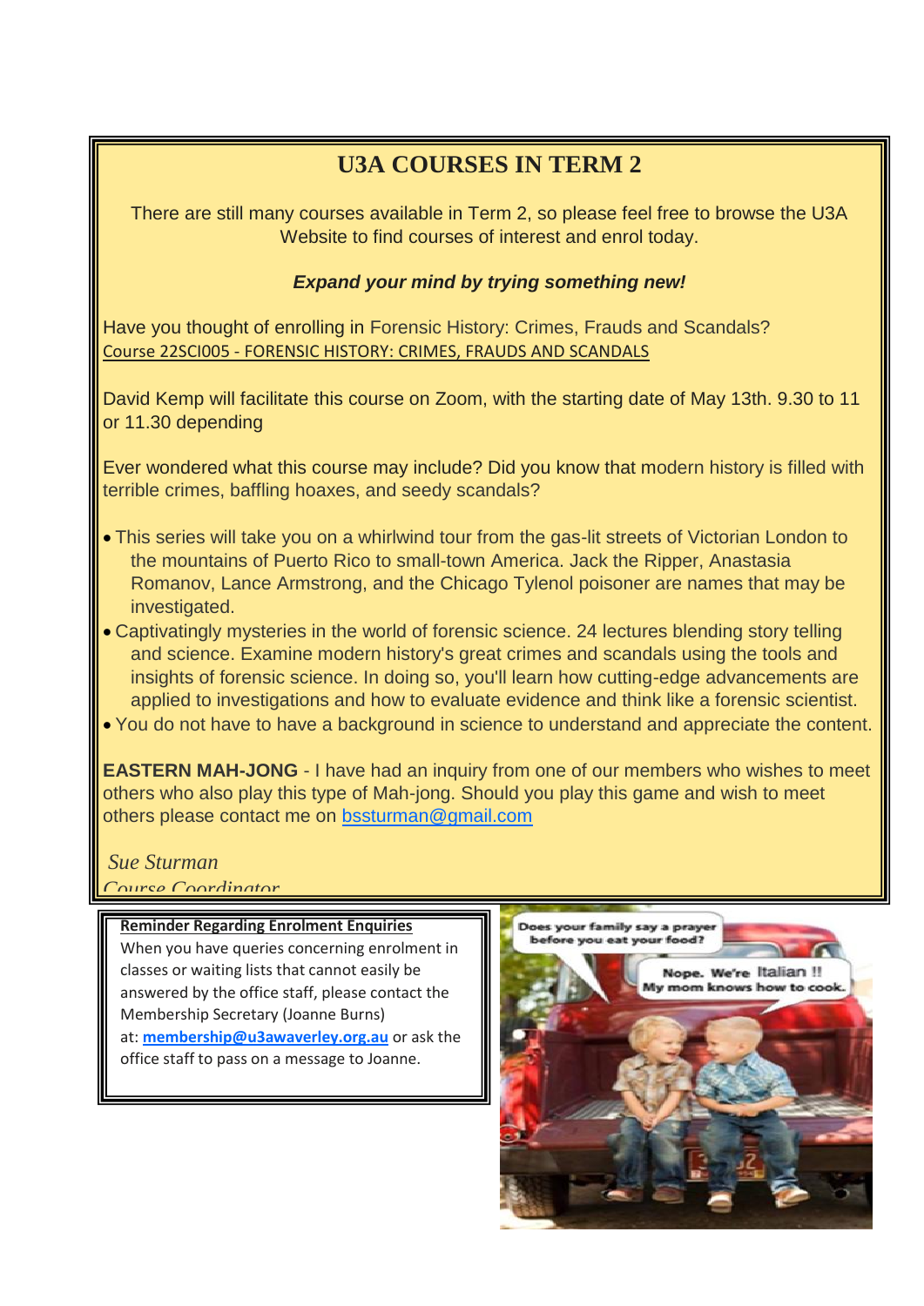# U3A COURSES IN TERM 2

There are still many courses available in Term 2, so please feel free to browse the U3A Website to find courses of interest and enrol today.

***Expand your mind by trying something new!***

Have you thought of enrolling in Forensic History: Crimes, Frauds and Scandals?
Course 22SCI005 - FORENSIC HISTORY: CRIMES, FRAUDS AND SCANDALS

David Kemp will facilitate this course on Zoom, with the starting date of May 13th. 9.30 to 11 or 11.30 depending

Ever wondered what this course may include? Did you know that modern history is filled with terrible crimes, baffling hoaxes, and seedy scandals?

- This series will take you on a whirlwind tour from the gas-lit streets of Victorian London to the mountains of Puerto Rico to small-town America. Jack the Ripper, Anastasia Romanov, Lance Armstrong, and the Chicago Tylenol poisoner are names that may be investigated.
- Captivatingly mysteries in the world of forensic science. 24 lectures blending story telling and science. Examine modern history's great crimes and scandals using the tools and insights of forensic science. In doing so, you'll learn how cutting-edge advancements are applied to investigations and how to evaluate evidence and think like a forensic scientist.
- You do not have to have a background in science to understand and appreciate the content.

**EASTERN MAH-JONG** - I have had an inquiry from one of our members who wishes to meet others who also play this type of Mah-jong. Should you play this game and wish to meet others please contact me on bssturman@gmail.com

*Sue Sturman*
*Course Coordinator*

**Reminder Regarding Enrolment Enquiries**
When you have queries concerning enrolment in classes or waiting lists that cannot easily be answered by the office staff, please contact the Membership Secretary (Joanne Burns) at: **membership@u3awaverley.org.au** or ask the office staff to pass on a message to Joanne.